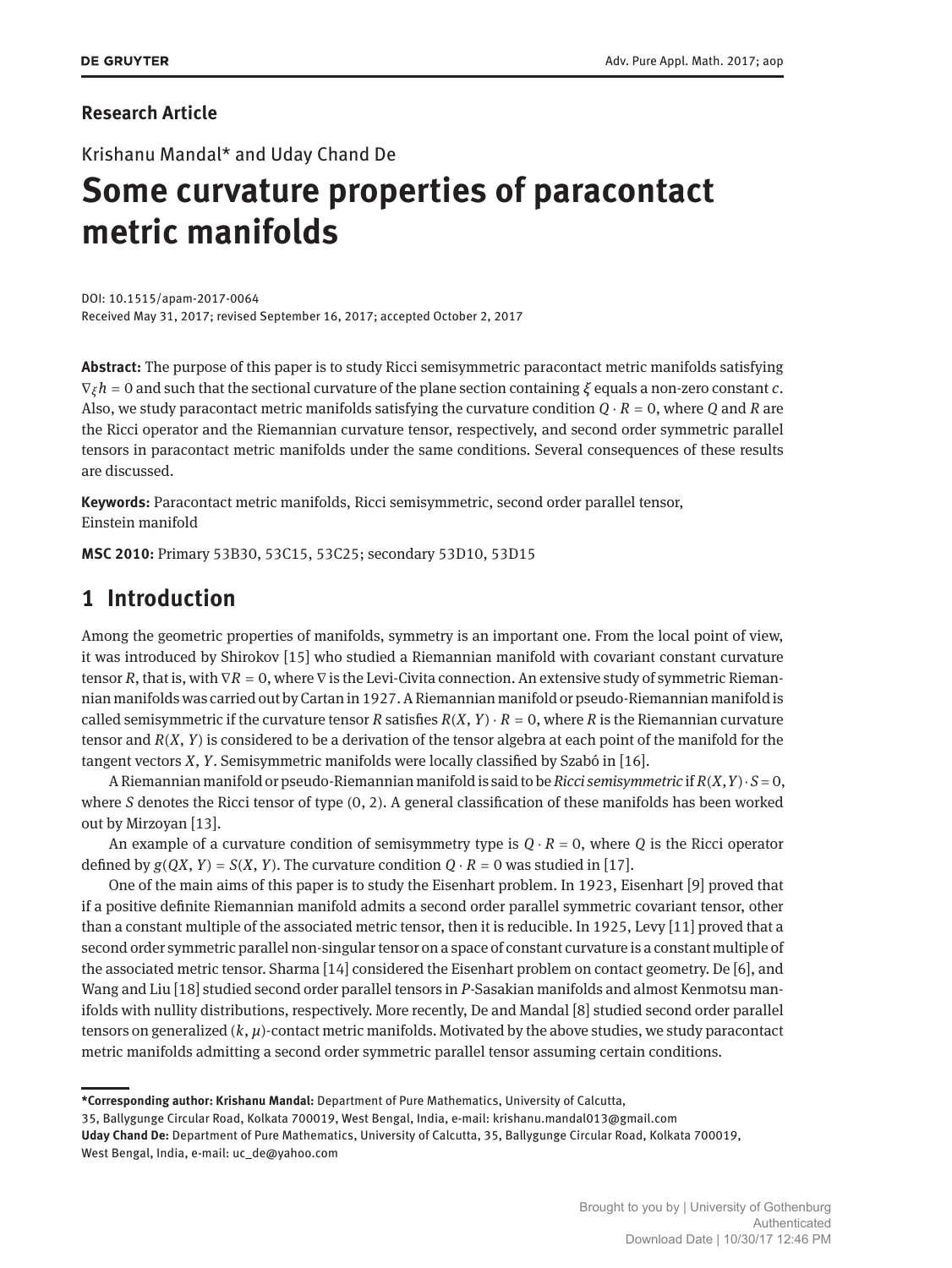**Research Article**

Krishanu Mandal* and Uday Chand De

# Some curvature properties of paracontact metric manifolds

DOI: 10.1515/apam-2017-0064
Received May 31, 2017; revised September 16, 2017; accepted October 2, 2017

**Abstract:** The purpose of this paper is to study Ricci semisymmetric paracontact metric manifolds satisfying $\nabla_\xi h = 0$ and such that the sectional curvature of the plane section containing $\xi$ equals a non-zero constant $c$. Also, we study paracontact metric manifolds satisfying the curvature condition $Q \cdot R = 0$, where $Q$ and $R$ are the Ricci operator and the Riemannian curvature tensor, respectively, and second order symmetric parallel tensors in paracontact metric manifolds under the same conditions. Several consequences of these results are discussed.

**Keywords:** Paracontact metric manifolds, Ricci semisymmetric, second order parallel tensor, Einstein manifold

**MSC 2010:** Primary 53B30, 53C15, 53C25; secondary 53D10, 53D15

## 1 Introduction

Among the geometric properties of manifolds, symmetry is an important one. From the local point of view, it was introduced by Shirokov [15] who studied a Riemannian manifold with covariant constant curvature tensor $R$, that is, with $\nabla R = 0$, where $\nabla$ is the Levi-Civita connection. An extensive study of symmetric Riemannian manifolds was carried out by Cartan in 1927. A Riemannian manifold or pseudo-Riemannian manifold is called semisymmetric if the curvature tensor $R$ satisfies $R(X, Y) \cdot R = 0$, where $R$ is the Riemannian curvature tensor and $R(X, Y)$ is considered to be a derivation of the tensor algebra at each point of the manifold for the tangent vectors $X$, $Y$. Semisymmetric manifolds were locally classified by Szabó in [16].

A Riemannian manifold or pseudo-Riemannian manifold is said to be *Ricci semisymmetric* if $R(X, Y) \cdot S = 0$, where $S$ denotes the Ricci tensor of type $(0, 2)$. A general classification of these manifolds has been worked out by Mirzoyan [13].

An example of a curvature condition of semisymmetry type is $Q \cdot R = 0$, where $Q$ is the Ricci operator defined by $g(QX, Y) = S(X, Y)$. The curvature condition $Q \cdot R = 0$ was studied in [17].

One of the main aims of this paper is to study the Eisenhart problem. In 1923, Eisenhart [9] proved that if a positive definite Riemannian manifold admits a second order parallel symmetric covariant tensor, other than a constant multiple of the associated metric tensor, then it is reducible. In 1925, Levy [11] proved that a second order symmetric parallel non-singular tensor on a space of constant curvature is a constant multiple of the associated metric tensor. Sharma [14] considered the Eisenhart problem on contact geometry. De [6], and Wang and Liu [18] studied second order parallel tensors in $P$-Sasakian manifolds and almost Kenmotsu manifolds with nullity distributions, respectively. More recently, De and Mandal [8] studied second order parallel tensors on generalized $(k, \mu)$-contact metric manifolds. Motivated by the above studies, we study paracontact metric manifolds admitting a second order symmetric parallel tensor assuming certain conditions.

---

***Corresponding author: Krishanu Mandal:** Department of Pure Mathematics, University of Calcutta, 35, Ballygunge Circular Road, Kolkata 700019, West Bengal, India, e-mail: krishanu.mandal013@gmail.com
**Uday Chand De:** Department of Pure Mathematics, University of Calcutta, 35, Ballygunge Circular Road, Kolkata 700019, West Bengal, India, e-mail: uc_de@yahoo.com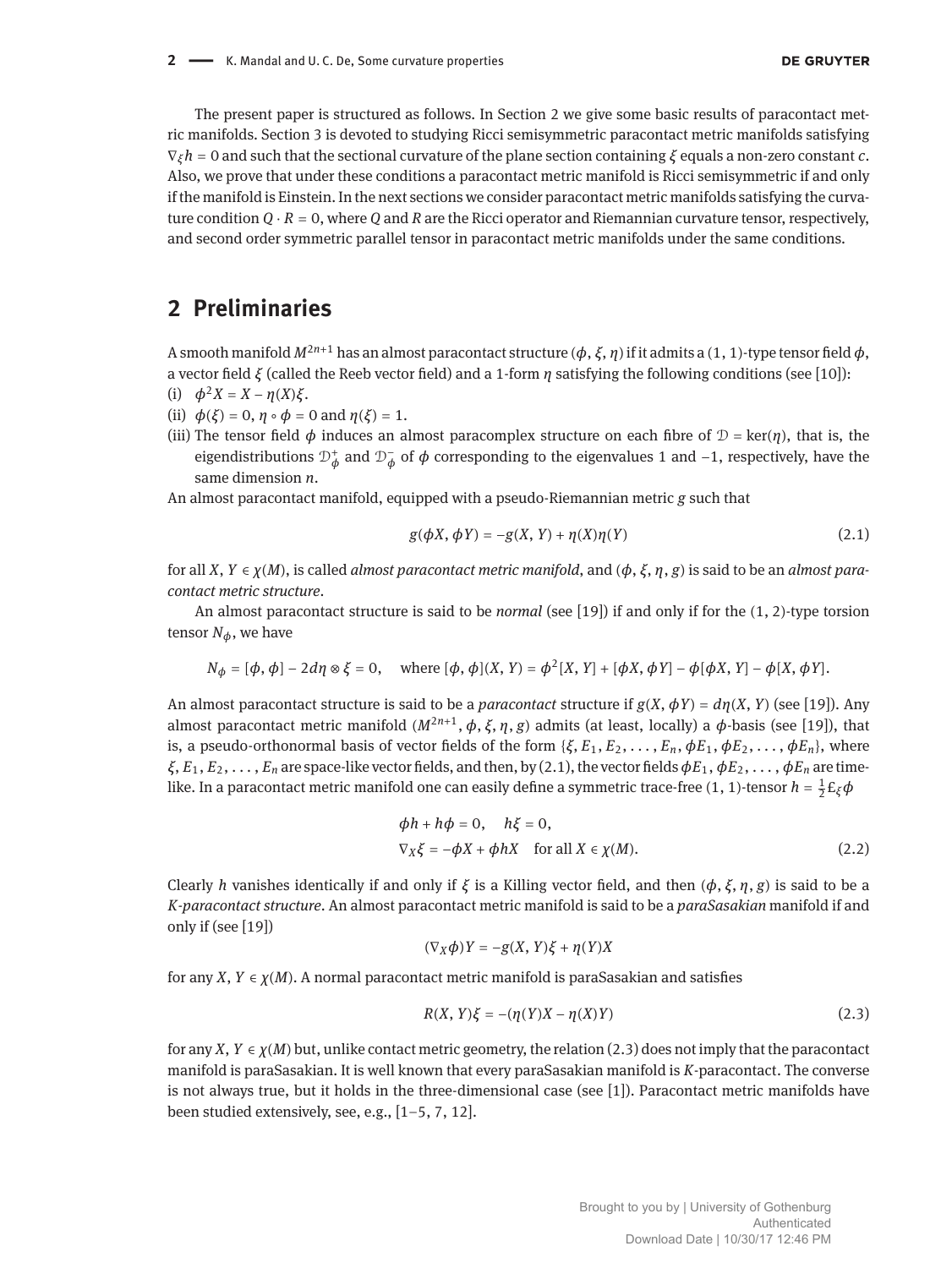The present paper is structured as follows. In Section 2 we give some basic results of paracontact metric manifolds. Section 3 is devoted to studying Ricci semisymmetric paracontact metric manifolds satisfying $\nabla_\xi h = 0$ and such that the sectional curvature of the plane section containing $\xi$ equals a non-zero constant $c$. Also, we prove that under these conditions a paracontact metric manifold is Ricci semisymmetric if and only if the manifold is Einstein. In the next sections we consider paracontact metric manifolds satisfying the curvature condition $Q \cdot R = 0$, where $Q$ and $R$ are the Ricci operator and Riemannian curvature tensor, respectively, and second order symmetric parallel tensor in paracontact metric manifolds under the same conditions.

## 2 Preliminaries

A smooth manifold $M^{2n+1}$ has an almost paracontact structure $(\phi, \xi, \eta)$ if it admits a $(1, 1)$-type tensor field $\phi$, a vector field $\xi$ (called the Reeb vector field) and a 1-form $\eta$ satisfying the following conditions (see [10]):

(i) $\phi^2 X = X - \eta(X)\xi$.

(ii) $\phi(\xi) = 0$, $\eta \circ \phi = 0$ and $\eta(\xi) = 1$.

(iii) The tensor field $\phi$ induces an almost paracomplex structure on each fibre of $\mathcal{D} = \ker(\eta)$, that is, the eigendistributions $\mathcal{D}_\phi^+$ and $\mathcal{D}_\phi^-$ of $\phi$ corresponding to the eigenvalues 1 and $-1$, respectively, have the same dimension $n$.

An almost paracontact manifold, equipped with a pseudo-Riemannian metric $g$ such that

$$g(\phi X, \phi Y) = -g(X, Y) + \eta(X)\eta(Y) \tag{2.1}$$

for all $X, Y \in \chi(M)$, is called *almost paracontact metric manifold*, and $(\phi, \xi, \eta, g)$ is said to be an *almost paracontact metric structure*.

An almost paracontact structure is said to be *normal* (see [19]) if and only if for the $(1, 2)$-type torsion tensor $N_\phi$, we have

$$N_\phi = [\phi, \phi] - 2d\eta \otimes \xi = 0, \quad \text{where } [\phi, \phi](X, Y) = \phi^2[X, Y] + [\phi X, \phi Y] - \phi[\phi X, Y] - \phi[X, \phi Y].$$

An almost paracontact structure is said to be a *paracontact* structure if $g(X, \phi Y) = d\eta(X, Y)$ (see [19]). Any almost paracontact metric manifold $(M^{2n+1}, \phi, \xi, \eta, g)$ admits (at least, locally) a $\phi$-basis (see [19]), that is, a pseudo-orthonormal basis of vector fields of the form $\{\xi, E_1, E_2, \dots, E_n, \phi E_1, \phi E_2, \dots, \phi E_n\}$, where $\xi, E_1, E_2, \dots, E_n$ are space-like vector fields, and then, by (2.1), the vector fields $\phi E_1, \phi E_2, \dots, \phi E_n$ are time-like. In a paracontact metric manifold one can easily define a symmetric trace-free $(1, 1)$-tensor $h = \frac{1}{2}\pounds_\xi \phi$

$$\begin{aligned} &\phi h + h\phi = 0, \quad h\xi = 0, \\ &\nabla_X \xi = -\phi X + \phi h X \quad \text{for all } X \in \chi(M). \end{aligned} \tag{2.2}$$

Clearly $h$ vanishes identically if and only if $\xi$ is a Killing vector field, and then $(\phi, \xi, \eta, g)$ is said to be a *K-paracontact structure*. An almost paracontact metric manifold is said to be a *paraSasakian* manifold if and only if (see [19])

$$(\nabla_X \phi)Y = -g(X, Y)\xi + \eta(Y)X$$

for any $X, Y \in \chi(M)$. A normal paracontact metric manifold is paraSasakian and satisfies

$$R(X, Y)\xi = -(\eta(Y)X - \eta(X)Y) \tag{2.3}$$

for any $X, Y \in \chi(M)$ but, unlike contact metric geometry, the relation (2.3) does not imply that the paracontact manifold is paraSasakian. It is well known that every paraSasakian manifold is $K$-paracontact. The converse is not always true, but it holds in the three-dimensional case (see [1]). Paracontact metric manifolds have been studied extensively, see, e.g., [1–5, 7, 12].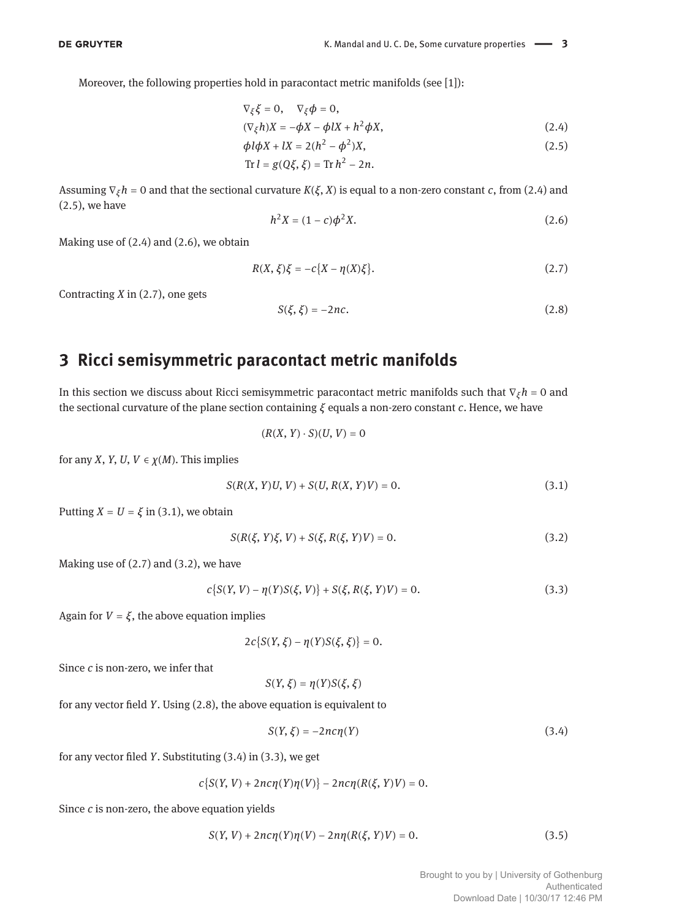Moreover, the following properties hold in paracontact metric manifolds (see [1]):

$$\nabla_\xi \xi = 0, \quad \nabla_\xi \phi = 0,$$

$$(\nabla_\xi h)X = -\phi X - \phi l X + h^2 \phi X, \tag{2.4}$$

$$\phi l \phi X + lX = 2(h^2 - \phi^2)X, \tag{2.5}$$

$$\operatorname{Tr} l = g(Q\xi, \xi) = \operatorname{Tr} h^2 - 2n.$$

Assuming $\nabla_\xi h = 0$ and that the sectional curvature $K(\xi, X)$ is equal to a non-zero constant $c$, from (2.4) and (2.5), we have

$$h^2 X = (1 - c)\phi^2 X. \tag{2.6}$$

Making use of (2.4) and (2.6), we obtain

$$R(X, \xi)\xi = -c\{X - \eta(X)\xi\}. \tag{2.7}$$

Contracting $X$ in (2.7), one gets

$$S(\xi, \xi) = -2nc. \tag{2.8}$$

## 3 Ricci semisymmetric paracontact metric manifolds

In this section we discuss about Ricci semisymmetric paracontact metric manifolds such that $\nabla_\xi h = 0$ and the sectional curvature of the plane section containing $\xi$ equals a non-zero constant $c$. Hence, we have

$$(R(X, Y) \cdot S)(U, V) = 0$$

for any $X, Y, U, V \in \chi(M)$. This implies

$$S(R(X, Y)U, V) + S(U, R(X, Y)V) = 0. \tag{3.1}$$

Putting $X = U = \xi$ in (3.1), we obtain

$$S(R(\xi, Y)\xi, V) + S(\xi, R(\xi, Y)V) = 0. \tag{3.2}$$

Making use of (2.7) and (3.2), we have

$$c\{S(Y, V) - \eta(Y)S(\xi, V)\} + S(\xi, R(\xi, Y)V) = 0. \tag{3.3}$$

Again for $V = \xi$, the above equation implies

$$2c\{S(Y, \xi) - \eta(Y)S(\xi, \xi)\} = 0.$$

Since $c$ is non-zero, we infer that

$$S(Y, \xi) = \eta(Y)S(\xi, \xi)$$

for any vector field $Y$. Using (2.8), the above equation is equivalent to

$$S(Y, \xi) = -2nc\eta(Y) \tag{3.4}$$

for any vector filed $Y$. Substituting (3.4) in (3.3), we get

$$c\{S(Y, V) + 2nc\eta(Y)\eta(V)\} - 2nc\eta(R(\xi, Y)V) = 0.$$

Since $c$ is non-zero, the above equation yields

$$S(Y, V) + 2nc\eta(Y)\eta(V) - 2n\eta(R(\xi, Y)V) = 0. \tag{3.5}$$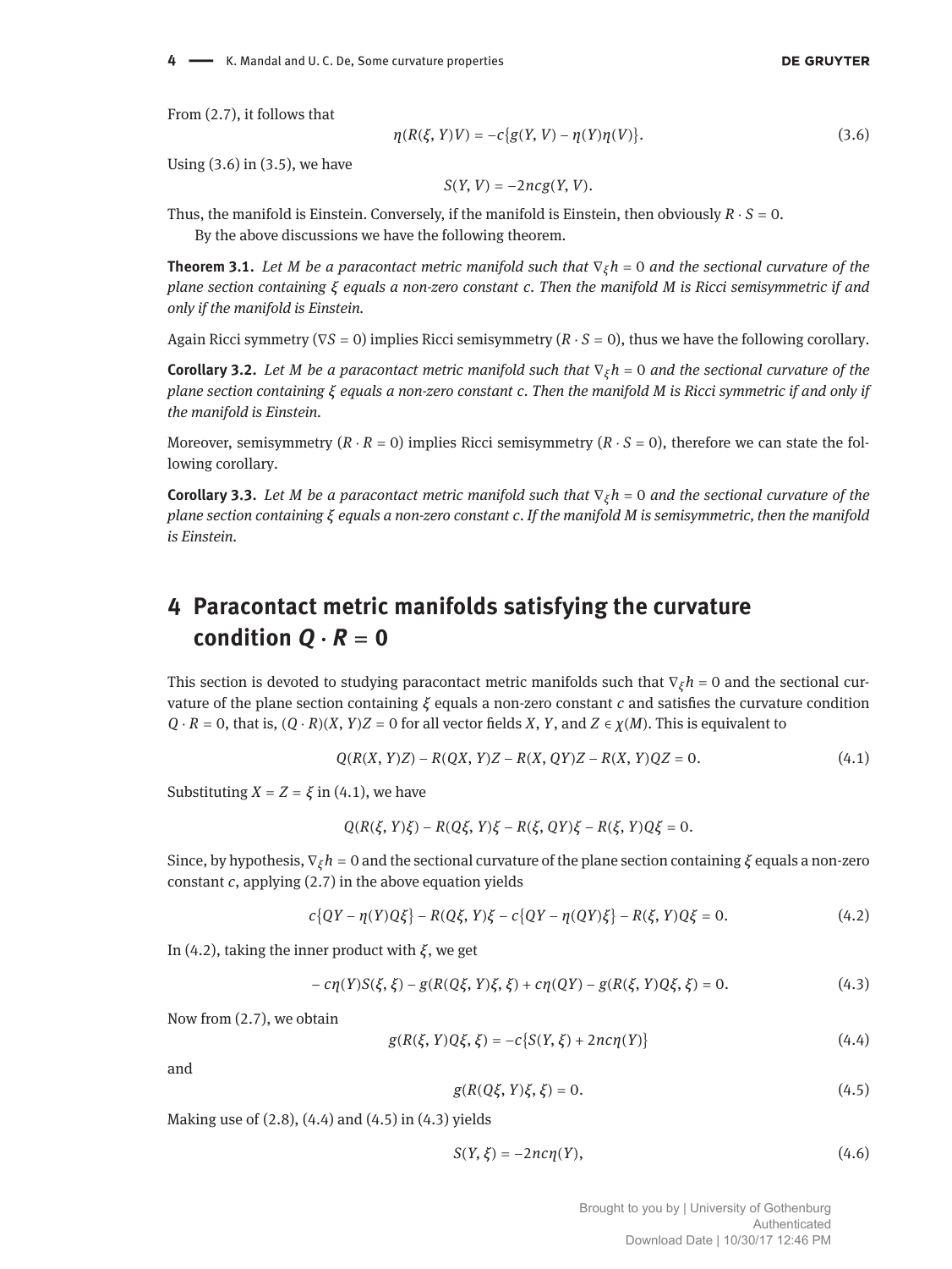From (2.7), it follows that

$$\eta(R(\xi, Y)V) = -c\{g(Y, V) - \eta(Y)\eta(V)\}. \tag{3.6}$$

Using (3.6) in (3.5), we have

$$S(Y, V) = -2ncg(Y, V).$$

Thus, the manifold is Einstein. Conversely, if the manifold is Einstein, then obviously $R \cdot S = 0$.

By the above discussions we have the following theorem.

**Theorem 3.1.** *Let $M$ be a paracontact metric manifold such that $\nabla_\xi h = 0$ and the sectional curvature of the plane section containing $\xi$ equals a non-zero constant $c$. Then the manifold $M$ is Ricci semisymmetric if and only if the manifold is Einstein.*

Again Ricci symmetry ($\nabla S = 0$) implies Ricci semisymmetry ($R \cdot S = 0$), thus we have the following corollary.

**Corollary 3.2.** *Let $M$ be a paracontact metric manifold such that $\nabla_\xi h = 0$ and the sectional curvature of the plane section containing $\xi$ equals a non-zero constant $c$. Then the manifold $M$ is Ricci symmetric if and only if the manifold is Einstein.*

Moreover, semisymmetry ($R \cdot R = 0$) implies Ricci semisymmetry ($R \cdot S = 0$), therefore we can state the following corollary.

**Corollary 3.3.** *Let $M$ be a paracontact metric manifold such that $\nabla_\xi h = 0$ and the sectional curvature of the plane section containing $\xi$ equals a non-zero constant $c$. If the manifold $M$ is semisymmetric, then the manifold is Einstein.*

## 4 Paracontact metric manifolds satisfying the curvature condition $Q \cdot R = 0$

This section is devoted to studying paracontact metric manifolds such that $\nabla_\xi h = 0$ and the sectional curvature of the plane section containing $\xi$ equals a non-zero constant $c$ and satisfies the curvature condition $Q \cdot R = 0$, that is, $(Q \cdot R)(X, Y)Z = 0$ for all vector fields $X$, $Y$, and $Z \in \chi(M)$. This is equivalent to

$$Q(R(X, Y)Z) - R(QX, Y)Z - R(X, QY)Z - R(X, Y)QZ = 0. \tag{4.1}$$

Substituting $X = Z = \xi$ in (4.1), we have

$$Q(R(\xi, Y)\xi) - R(Q\xi, Y)\xi - R(\xi, QY)\xi - R(\xi, Y)Q\xi = 0.$$

Since, by hypothesis, $\nabla_\xi h = 0$ and the sectional curvature of the plane section containing $\xi$ equals a non-zero constant $c$, applying (2.7) in the above equation yields

$$c\{QY - \eta(Y)Q\xi\} - R(Q\xi, Y)\xi - c\{QY - \eta(QY)\xi\} - R(\xi, Y)Q\xi = 0. \tag{4.2}$$

In (4.2), taking the inner product with $\xi$, we get

$$-c\eta(Y)S(\xi, \xi) - g(R(Q\xi, Y)\xi, \xi) + c\eta(QY) - g(R(\xi, Y)Q\xi, \xi) = 0. \tag{4.3}$$

Now from (2.7), we obtain

$$g(R(\xi, Y)Q\xi, \xi) = -c\{S(Y, \xi) + 2nc\eta(Y)\} \tag{4.4}$$

and

$$g(R(Q\xi, Y)\xi, \xi) = 0. \tag{4.5}$$

Making use of (2.8), (4.4) and (4.5) in (4.3) yields

$$S(Y, \xi) = -2nc\eta(Y), \tag{4.6}$$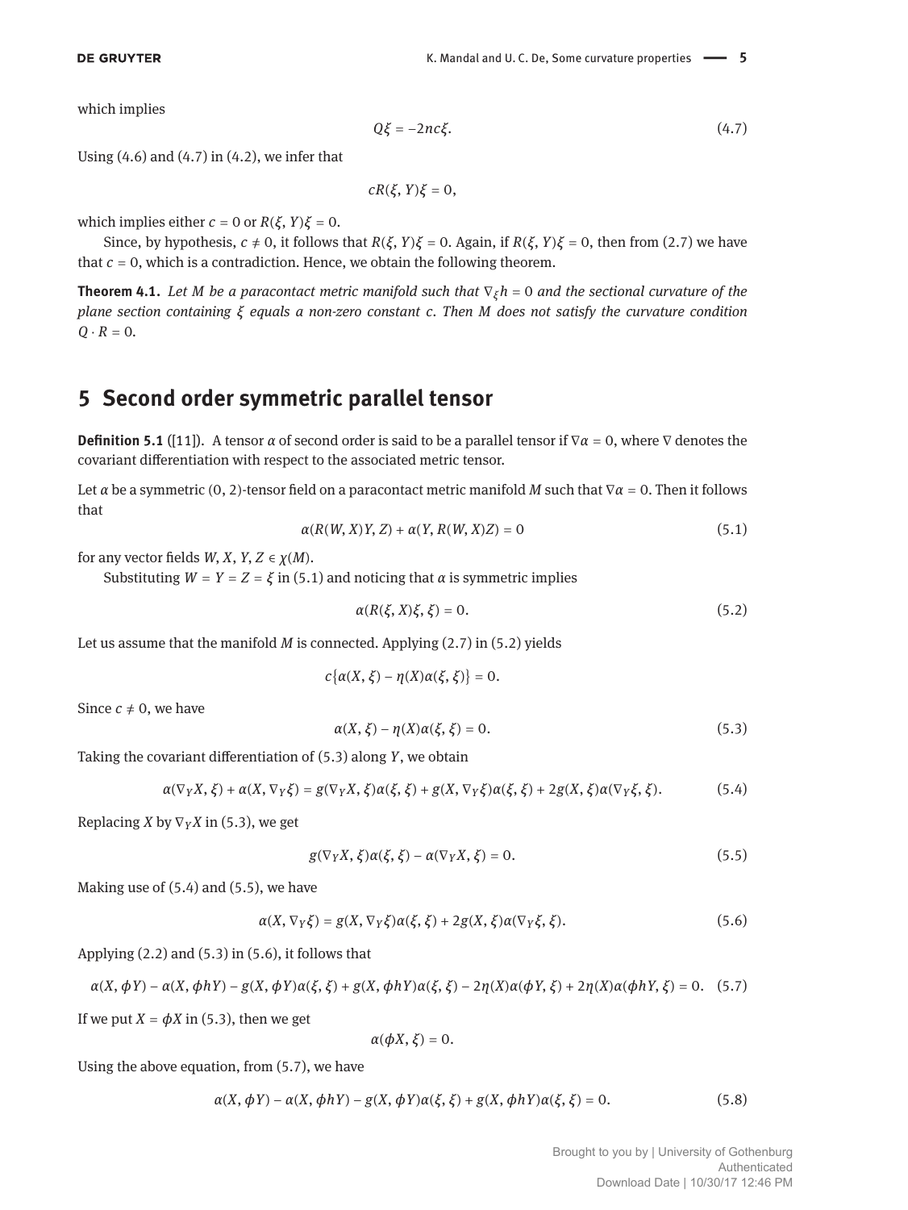which implies

$$Q\xi = -2nc\xi. \tag{4.7}$$

Using (4.6) and (4.7) in (4.2), we infer that

$$cR(\xi, Y)\xi = 0,$$

which implies either $c = 0$ or $R(\xi, Y)\xi = 0$.

Since, by hypothesis, $c \neq 0$, it follows that $R(\xi, Y)\xi = 0$. Again, if $R(\xi, Y)\xi = 0$, then from (2.7) we have that $c = 0$, which is a contradiction. Hence, we obtain the following theorem.

**Theorem 4.1.** *Let $M$ be a paracontact metric manifold such that $\nabla_\xi h = 0$ and the sectional curvature of the plane section containing $\xi$ equals a non-zero constant $c$. Then $M$ does not satisfy the curvature condition $Q \cdot R = 0$.*

## 5 Second order symmetric parallel tensor

**Definition 5.1** ([11]). A tensor $\alpha$ of second order is said to be a parallel tensor if $\nabla\alpha = 0$, where $\nabla$ denotes the covariant differentiation with respect to the associated metric tensor.

Let $\alpha$ be a symmetric $(0, 2)$-tensor field on a paracontact metric manifold $M$ such that $\nabla\alpha = 0$. Then it follows that

$$\alpha(R(W, X)Y, Z) + \alpha(Y, R(W, X)Z) = 0 \tag{5.1}$$

for any vector fields $W, X, Y, Z \in \chi(M)$.

Substituting $W = Y = Z = \xi$ in (5.1) and noticing that $\alpha$ is symmetric implies

$$\alpha(R(\xi, X)\xi, \xi) = 0. \tag{5.2}$$

Let us assume that the manifold $M$ is connected. Applying (2.7) in (5.2) yields

$$c\{\alpha(X, \xi) - \eta(X)\alpha(\xi, \xi)\} = 0.$$

Since $c \neq 0$, we have

$$\alpha(X, \xi) - \eta(X)\alpha(\xi, \xi) = 0. \tag{5.3}$$

Taking the covariant differentiation of (5.3) along $Y$, we obtain

$$\alpha(\nabla_Y X, \xi) + \alpha(X, \nabla_Y \xi) = g(\nabla_Y X, \xi)\alpha(\xi, \xi) + g(X, \nabla_Y \xi)\alpha(\xi, \xi) + 2g(X, \xi)\alpha(\nabla_Y \xi, \xi). \tag{5.4}$$

Replacing $X$ by $\nabla_Y X$ in (5.3), we get

$$g(\nabla_Y X, \xi)\alpha(\xi, \xi) - \alpha(\nabla_Y X, \xi) = 0. \tag{5.5}$$

Making use of (5.4) and (5.5), we have

$$\alpha(X, \nabla_Y \xi) = g(X, \nabla_Y \xi)\alpha(\xi, \xi) + 2g(X, \xi)\alpha(\nabla_Y \xi, \xi). \tag{5.6}$$

Applying (2.2) and (5.3) in (5.6), it follows that

$$\alpha(X, \phi Y) - \alpha(X, \phi hY) - g(X, \phi Y)\alpha(\xi, \xi) + g(X, \phi hY)\alpha(\xi, \xi) - 2\eta(X)\alpha(\phi Y, \xi) + 2\eta(X)\alpha(\phi hY, \xi) = 0. \tag{5.7}$$

If we put $X = \phi X$ in (5.3), then we get

$$\alpha(\phi X, \xi) = 0.$$

Using the above equation, from (5.7), we have

$$\alpha(X, \phi Y) - \alpha(X, \phi hY) - g(X, \phi Y)\alpha(\xi, \xi) + g(X, \phi hY)\alpha(\xi, \xi) = 0. \tag{5.8}$$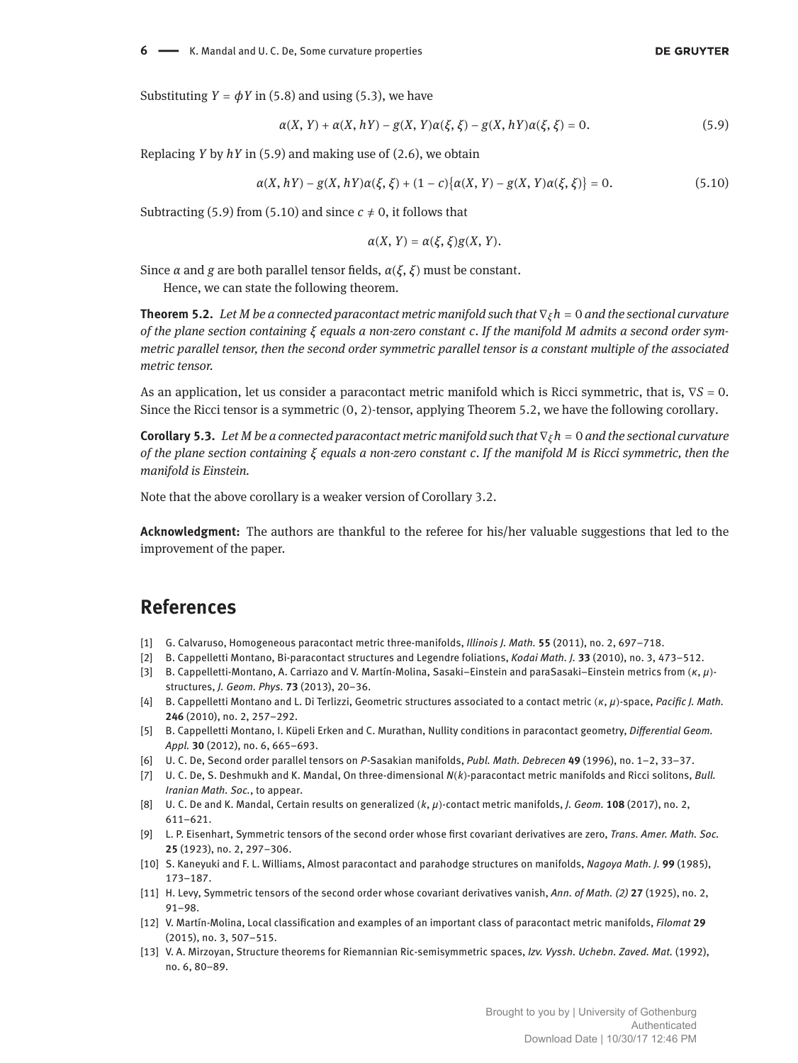Substituting $Y = \phi Y$ in (5.8) and using (5.3), we have

$$\alpha(X, Y) + \alpha(X, hY) - g(X, Y)\alpha(\xi, \xi) - g(X, hY)\alpha(\xi, \xi) = 0. \tag{5.9}$$

Replacing $Y$ by $hY$ in (5.9) and making use of (2.6), we obtain

$$\alpha(X, hY) - g(X, hY)\alpha(\xi, \xi) + (1 - c)\{\alpha(X, Y) - g(X, Y)\alpha(\xi, \xi)\} = 0. \tag{5.10}$$

Subtracting (5.9) from (5.10) and since $c \neq 0$, it follows that

$$\alpha(X, Y) = \alpha(\xi, \xi)g(X, Y).$$

Since $\alpha$ and $g$ are both parallel tensor fields, $\alpha(\xi, \xi)$ must be constant.

Hence, we can state the following theorem.

**Theorem 5.2.** *Let $M$ be a connected paracontact metric manifold such that $\nabla_\xi h = 0$ and the sectional curvature of the plane section containing $\xi$ equals a non-zero constant $c$. If the manifold $M$ admits a second order symmetric parallel tensor, then the second order symmetric parallel tensor is a constant multiple of the associated metric tensor.*

As an application, let us consider a paracontact metric manifold which is Ricci symmetric, that is, $\nabla S = 0$. Since the Ricci tensor is a symmetric $(0, 2)$-tensor, applying Theorem 5.2, we have the following corollary.

**Corollary 5.3.** *Let $M$ be a connected paracontact metric manifold such that $\nabla_\xi h = 0$ and the sectional curvature of the plane section containing $\xi$ equals a non-zero constant $c$. If the manifold $M$ is Ricci symmetric, then the manifold is Einstein.*

Note that the above corollary is a weaker version of Corollary 3.2.

**Acknowledgment:** The authors are thankful to the referee for his/her valuable suggestions that led to the improvement of the paper.

## References

[1] G. Calvaruso, Homogeneous paracontact metric three-manifolds, *Illinois J. Math.* **55** (2011), no. 2, 697–718.

[2] B. Cappelletti Montano, Bi-paracontact structures and Legendre foliations, *Kodai Math. J.* **33** (2010), no. 3, 473–512.

[3] B. Cappelletti-Montano, A. Carriazo and V. Martín-Molina, Sasaki–Einstein and paraSasaki–Einstein metrics from $(\kappa, \mu)$-structures, *J. Geom. Phys.* **73** (2013), 20–36.

[4] B. Cappelletti Montano and L. Di Terlizzi, Geometric structures associated to a contact metric $(\kappa, \mu)$-space, *Pacific J. Math.* **246** (2010), no. 2, 257–292.

[5] B. Cappelletti Montano, I. Küpeli Erken and C. Murathan, Nullity conditions in paracontact geometry, *Differential Geom. Appl.* **30** (2012), no. 6, 665–693.

[6] U. C. De, Second order parallel tensors on *P*-Sasakian manifolds, *Publ. Math. Debrecen* **49** (1996), no. 1–2, 33–37.

[7] U. C. De, S. Deshmukh and K. Mandal, On three-dimensional $N(k)$-paracontact metric manifolds and Ricci solitons, *Bull. Iranian Math. Soc.*, to appear.

[8] U. C. De and K. Mandal, Certain results on generalized $(k, \mu)$-contact metric manifolds, *J. Geom.* **108** (2017), no. 2, 611–621.

[9] L. P. Eisenhart, Symmetric tensors of the second order whose first covariant derivatives are zero, *Trans. Amer. Math. Soc.* **25** (1923), no. 2, 297–306.

[10] S. Kaneyuki and F. L. Williams, Almost paracontact and parahodge structures on manifolds, *Nagoya Math. J.* **99** (1985), 173–187.

[11] H. Levy, Symmetric tensors of the second order whose covariant derivatives vanish, *Ann. of Math. (2)* **27** (1925), no. 2, 91–98.

[12] V. Martín-Molina, Local classification and examples of an important class of paracontact metric manifolds, *Filomat* **29** (2015), no. 3, 507–515.

[13] V. A. Mirzoyan, Structure theorems for Riemannian Ric-semisymmetric spaces, *Izv. Vyssh. Uchebn. Zaved. Mat.* (1992), no. 6, 80–89.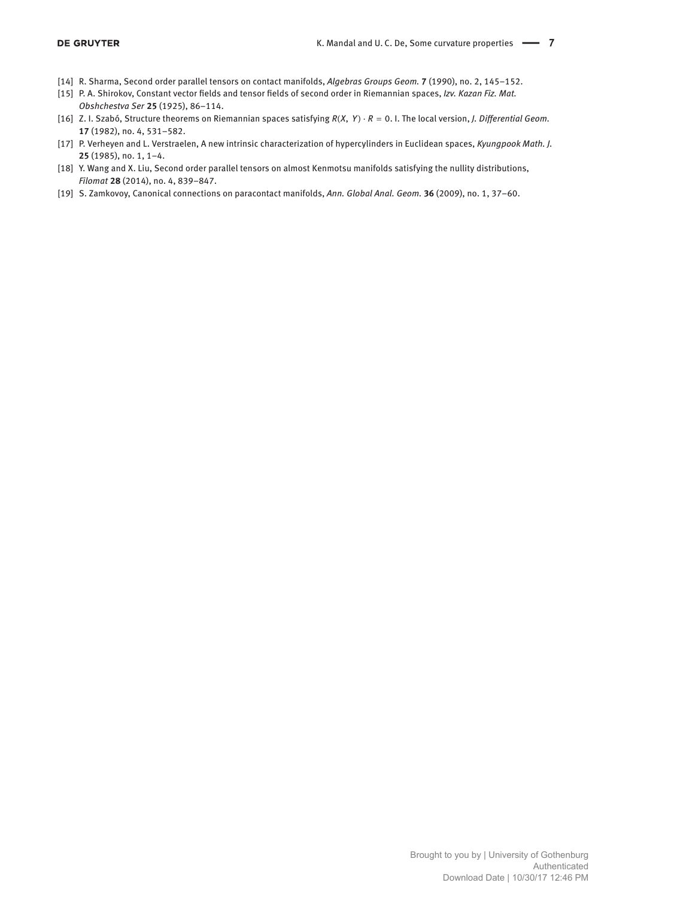[14] R. Sharma, Second order parallel tensors on contact manifolds, *Algebras Groups Geom.* **7** (1990), no. 2, 145–152.

[15] P. A. Shirokov, Constant vector fields and tensor fields of second order in Riemannian spaces, *Izv. Kazan Fiz. Mat. Obshchestva Ser* **25** (1925), 86–114.

[16] Z. I. Szabó, Structure theorems on Riemannian spaces satisfying $R(X, Y) \cdot R = 0$. I. The local version, *J. Differential Geom.* **17** (1982), no. 4, 531–582.

[17] P. Verheyen and L. Verstraelen, A new intrinsic characterization of hypercylinders in Euclidean spaces, *Kyungpook Math. J.* **25** (1985), no. 1, 1–4.

[18] Y. Wang and X. Liu, Second order parallel tensors on almost Kenmotsu manifolds satisfying the nullity distributions, *Filomat* **28** (2014), no. 4, 839–847.

[19] S. Zamkovoy, Canonical connections on paracontact manifolds, *Ann. Global Anal. Geom.* **36** (2009), no. 1, 37–60.